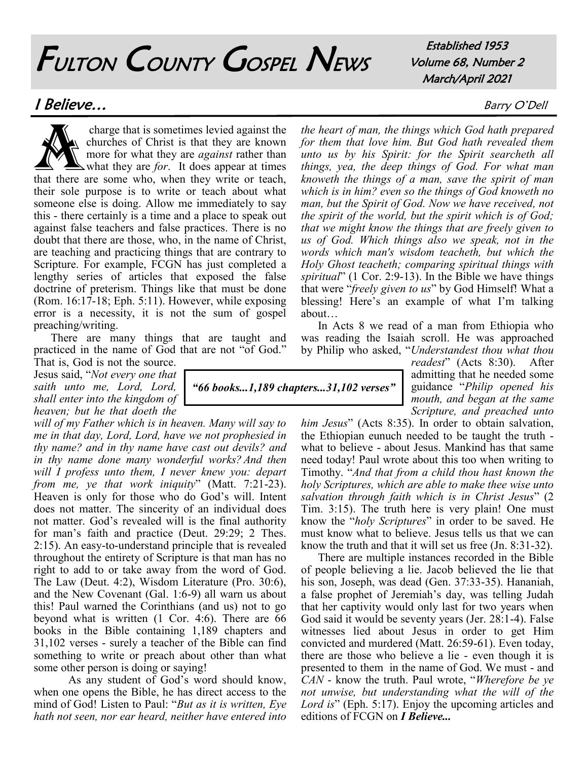# FULTON COUNTY GOSPEL NEWS

Established 1953
Volume 68, Number 2
March/April 2021

## I Believe...

Barry O'Dell

A charge that is sometimes levied against the churches of Christ is that they are known more for what they are *against* rather than what they are *for*. It does appear at times that there are some who, when they write or teach, their sole purpose is to write or teach about what someone else is doing. Allow me immediately to say this - there certainly is a time and a place to speak out against false teachers and false practices. There is no doubt that there are those, who, in the name of Christ, are teaching and practicing things that are contrary to Scripture. For example, FCGN has just completed a lengthy series of articles that exposed the false doctrine of preterism. Things like that must be done (Rom. 16:17-18; Eph. 5:11). However, while exposing error is a necessity, it is not the sum of gospel preaching/writing.

There are many things that are taught and practiced in the name of God that are not "of God." That is, God is not the source. Jesus said, "*Not every one that saith unto me, Lord, Lord, shall enter into the kingdom of heaven; but he that doeth the will of my Father which is in heaven. Many will say to me in that day, Lord, Lord, have we not prophesied in thy name? and in thy name have cast out devils? and in thy name done many wonderful works? And then will I profess unto them, I never knew you: depart from me, ye that work iniquity*" (Matt. 7:21-23). Heaven is only for those who do God's will. Intent does not matter. The sincerity of an individual does not matter. God's revealed will is the final authority for man's faith and practice (Deut. 29:29; 2 Thes. 2:15). An easy-to-understand principle that is revealed throughout the entirety of Scripture is that man has no right to add to or take away from the word of God. The Law (Deut. 4:2), Wisdom Literature (Pro. 30:6), and the New Covenant (Gal. 1:6-9) all warn us about this! Paul warned the Corinthians (and us) not to go beyond what is written (1 Cor. 4:6). There are 66 books in the Bible containing 1,189 chapters and 31,102 verses - surely a teacher of the Bible can find something to write or preach about other than what some other person is doing or saying!

As any student of God's word should know, when one opens the Bible, he has direct access to the mind of God! Listen to Paul: "*But as it is written, Eye hath not seen, nor ear heard, neither have entered into the heart of man, the things which God hath prepared for them that love him. But God hath revealed them unto us by his Spirit: for the Spirit searcheth all things, yea, the deep things of God. For what man knoweth the things of a man, save the spirit of man which is in him? even so the things of God knoweth no man, but the Spirit of God. Now we have received, not the spirit of the world, but the spirit which is of God; that we might know the things that are freely given to us of God. Which things also we speak, not in the words which man's wisdom teacheth, but which the Holy Ghost teacheth; comparing spiritual things with spiritual*" (1 Cor. 2:9-13). In the Bible we have things that were "*freely given to us*" by God Himself! What a blessing! Here's an example of what I'm talking about…

> ***"66 books...1,189 chapters...31,102 verses"***

In Acts 8 we read of a man from Ethiopia who was reading the Isaiah scroll. He was approached by Philip who asked, "*Understandest thou what thou readest*" (Acts 8:30). After admitting that he needed some guidance "*Philip opened his mouth, and began at the same Scripture, and preached unto him Jesus*" (Acts 8:35). In order to obtain salvation, the Ethiopian eunuch needed to be taught the truth - what to believe - about Jesus. Mankind has that same need today! Paul wrote about this too when writing to Timothy. "*And that from a child thou hast known the holy Scriptures, which are able to make thee wise unto salvation through faith which is in Christ Jesus*" (2 Tim. 3:15). The truth here is very plain! One must know the "*holy Scriptures*" in order to be saved. He must know what to believe. Jesus tells us that we can know the truth and that it will set us free (Jn. 8:31-32).

There are multiple instances recorded in the Bible of people believing a lie. Jacob believed the lie that his son, Joseph, was dead (Gen. 37:33-35). Hananiah, a false prophet of Jeremiah's day, was telling Judah that her captivity would only last for two years when God said it would be seventy years (Jer. 28:1-4). False witnesses lied about Jesus in order to get Him convicted and murdered (Matt. 26:59-61). Even today, there are those who believe a lie - even though it is presented to them in the name of God. We must - and *CAN* - know the truth. Paul wrote, "*Wherefore be ye not unwise, but understanding what the will of the Lord is*" (Eph. 5:17). Enjoy the upcoming articles and editions of FCGN on ***I Believe...***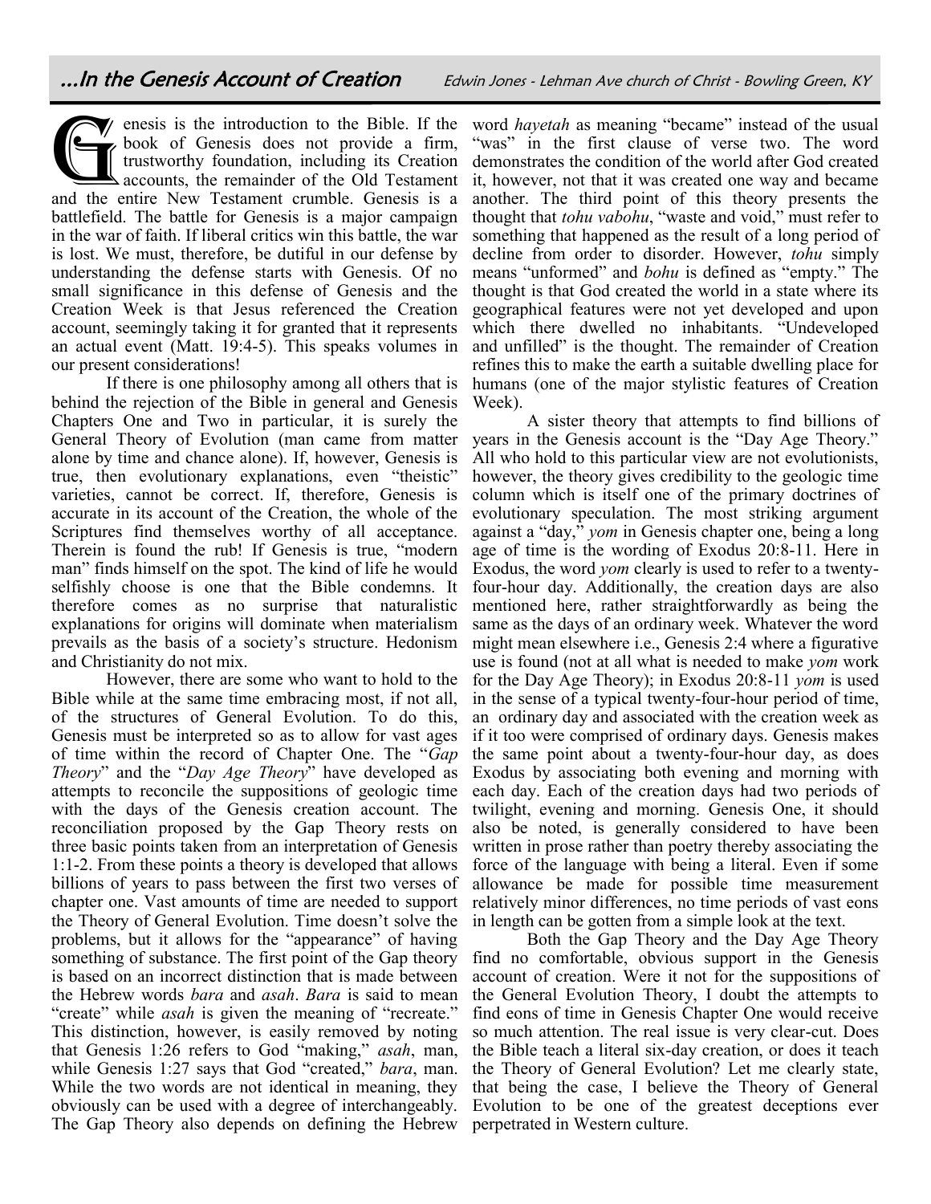## ...In the Genesis Account of Creation

Edwin Jones - Lehman Ave church of Christ - Bowling Green, KY

Genesis is the introduction to the Bible. If the book of Genesis does not provide a firm, trustworthy foundation, including its Creation accounts, the remainder of the Old Testament and the entire New Testament crumble. Genesis is a battlefield. The battle for Genesis is a major campaign in the war of faith. If liberal critics win this battle, the war is lost. We must, therefore, be dutiful in our defense by understanding the defense starts with Genesis. Of no small significance in this defense of Genesis and the Creation Week is that Jesus referenced the Creation account, seemingly taking it for granted that it represents an actual event (Matt. 19:4-5). This speaks volumes in our present considerations!

If there is one philosophy among all others that is behind the rejection of the Bible in general and Genesis Chapters One and Two in particular, it is surely the General Theory of Evolution (man came from matter alone by time and chance alone). If, however, Genesis is true, then evolutionary explanations, even "theistic" varieties, cannot be correct. If, therefore, Genesis is accurate in its account of the Creation, the whole of the Scriptures find themselves worthy of all acceptance. Therein is found the rub! If Genesis is true, "modern man" finds himself on the spot. The kind of life he would selfishly choose is one that the Bible condemns. It therefore comes as no surprise that naturalistic explanations for origins will dominate when materialism prevails as the basis of a society's structure. Hedonism and Christianity do not mix.

However, there are some who want to hold to the Bible while at the same time embracing most, if not all, of the structures of General Evolution. To do this, Genesis must be interpreted so as to allow for vast ages of time within the record of Chapter One. The "*Gap Theory*" and the "*Day Age Theory*" have developed as attempts to reconcile the suppositions of geologic time with the days of the Genesis creation account. The reconciliation proposed by the Gap Theory rests on three basic points taken from an interpretation of Genesis 1:1-2. From these points a theory is developed that allows billions of years to pass between the first two verses of chapter one. Vast amounts of time are needed to support the Theory of General Evolution. Time doesn't solve the problems, but it allows for the "appearance" of having something of substance. The first point of the Gap theory is based on an incorrect distinction that is made between the Hebrew words *bara* and *asah*. *Bara* is said to mean "create" while *asah* is given the meaning of "recreate." This distinction, however, is easily removed by noting that Genesis 1:26 refers to God "making," *asah*, man, while Genesis 1:27 says that God "created," *bara*, man. While the two words are not identical in meaning, they obviously can be used with a degree of interchangeably. The Gap Theory also depends on defining the Hebrew word *hayetah* as meaning "became" instead of the usual "was" in the first clause of verse two. The word demonstrates the condition of the world after God created it, however, not that it was created one way and became another. The third point of this theory presents the thought that *tohu vabohu*, "waste and void," must refer to something that happened as the result of a long period of decline from order to disorder. However, *tohu* simply means "unformed" and *bohu* is defined as "empty." The thought is that God created the world in a state where its geographical features were not yet developed and upon which there dwelled no inhabitants. "Undeveloped and unfilled" is the thought. The remainder of Creation refines this to make the earth a suitable dwelling place for humans (one of the major stylistic features of Creation Week).

A sister theory that attempts to find billions of years in the Genesis account is the "Day Age Theory." All who hold to this particular view are not evolutionists, however, the theory gives credibility to the geologic time column which is itself one of the primary doctrines of evolutionary speculation. The most striking argument against a "day," *yom* in Genesis chapter one, being a long age of time is the wording of Exodus 20:8-11. Here in Exodus, the word *yom* clearly is used to refer to a twenty-four-hour day. Additionally, the creation days are also mentioned here, rather straightforwardly as being the same as the days of an ordinary week. Whatever the word might mean elsewhere i.e., Genesis 2:4 where a figurative use is found (not at all what is needed to make *yom* work for the Day Age Theory); in Exodus 20:8-11 *yom* is used in the sense of a typical twenty-four-hour period of time, an ordinary day and associated with the creation week as if it too were comprised of ordinary days. Genesis makes the same point about a twenty-four-hour day, as does Exodus by associating both evening and morning with each day. Each of the creation days had two periods of twilight, evening and morning. Genesis One, it should also be noted, is generally considered to have been written in prose rather than poetry thereby associating the force of the language with being a literal. Even if some allowance be made for possible time measurement relatively minor differences, no time periods of vast eons in length can be gotten from a simple look at the text.

Both the Gap Theory and the Day Age Theory find no comfortable, obvious support in the Genesis account of creation. Were it not for the suppositions of the General Evolution Theory, I doubt the attempts to find eons of time in Genesis Chapter One would receive so much attention. The real issue is very clear-cut. Does the Bible teach a literal six-day creation, or does it teach the Theory of General Evolution? Let me clearly state, that being the case, I believe the Theory of General Evolution to be one of the greatest deceptions ever perpetrated in Western culture.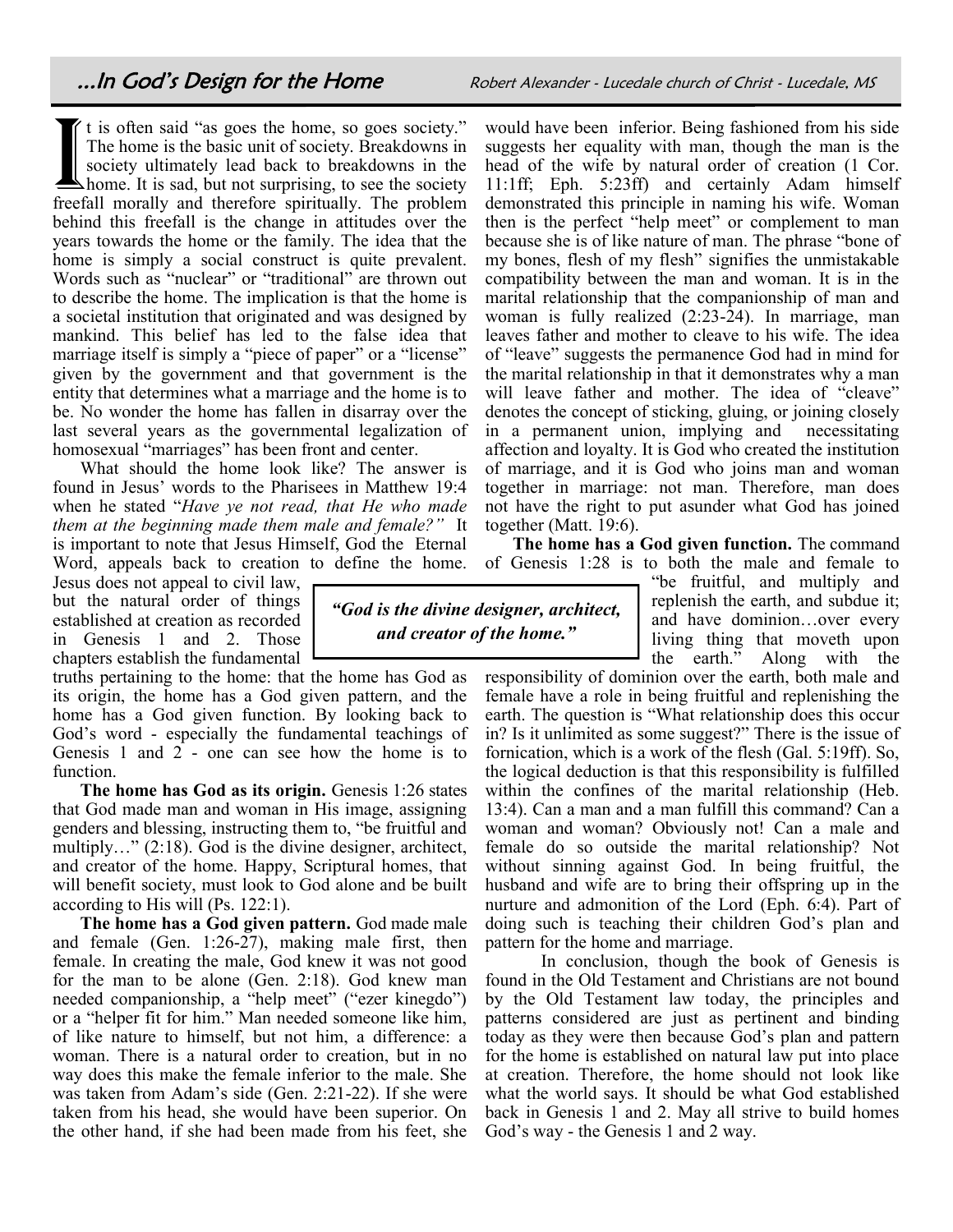# ...In God's Design for the Home

Robert Alexander - Lucedale church of Christ - Lucedale, MS

It is often said "as goes the home, so goes society." The home is the basic unit of society. Breakdowns in society ultimately lead back to breakdowns in the home. It is sad, but not surprising, to see the society freefall morally and therefore spiritually. The problem behind this freefall is the change in attitudes over the years towards the home or the family. The idea that the home is simply a social construct is quite prevalent. Words such as "nuclear" or "traditional" are thrown out to describe the home. The implication is that the home is a societal institution that originated and was designed by mankind. This belief has led to the false idea that marriage itself is simply a "piece of paper" or a "license" given by the government and that government is the entity that determines what a marriage and the home is to be. No wonder the home has fallen in disarray over the last several years as the governmental legalization of homosexual "marriages" has been front and center.

What should the home look like? The answer is found in Jesus' words to the Pharisees in Matthew 19:4 when he stated "*Have ye not read, that He who made them at the beginning made them male and female?"* It is important to note that Jesus Himself, God the Eternal Word, appeals back to creation to define the home. Jesus does not appeal to civil law, but the natural order of things established at creation as recorded in Genesis 1 and 2. Those chapters establish the fundamental truths pertaining to the home: that the home has God as its origin, the home has a God given pattern, and the home has a God given function. By looking back to God's word - especially the fundamental teachings of Genesis 1 and 2 - one can see how the home is to function.

**The home has God as its origin.** Genesis 1:26 states that God made man and woman in His image, assigning genders and blessing, instructing them to, "be fruitful and multiply…" (2:18). God is the divine designer, architect, and creator of the home. Happy, Scriptural homes, that will benefit society, must look to God alone and be built according to His will (Ps. 122:1).

**The home has a God given pattern.** God made male and female (Gen. 1:26-27), making male first, then female. In creating the male, God knew it was not good for the man to be alone (Gen. 2:18). God knew man needed companionship, a "help meet" ("ezer kinegdo") or a "helper fit for him." Man needed someone like him, of like nature to himself, but not him, a difference: a woman. There is a natural order to creation, but in no way does this make the female inferior to the male. She was taken from Adam's side (Gen. 2:21-22). If she were taken from his head, she would have been superior. On the other hand, if she had been made from his feet, she would have been inferior. Being fashioned from his side suggests her equality with man, though the man is the head of the wife by natural order of creation (1 Cor. 11:1ff; Eph. 5:23ff) and certainly Adam himself demonstrated this principle in naming his wife. Woman then is the perfect "help meet" or complement to man because she is of like nature of man. The phrase "bone of my bones, flesh of my flesh" signifies the unmistakable compatibility between the man and woman. It is in the marital relationship that the companionship of man and woman is fully realized (2:23-24). In marriage, man leaves father and mother to cleave to his wife. The idea of "leave" suggests the permanence God had in mind for the marital relationship in that it demonstrates why a man will leave father and mother. The idea of "cleave" denotes the concept of sticking, gluing, or joining closely in a permanent union, implying and necessitating affection and loyalty. It is God who created the institution of marriage, and it is God who joins man and woman together in marriage: not man. Therefore, man does not have the right to put asunder what God has joined together (Matt. 19:6).

> ***"God is the divine designer, architect, and creator of the home."***

**The home has a God given function.** The command of Genesis 1:28 is to both the male and female to "be fruitful, and multiply and replenish the earth, and subdue it; and have dominion…over every living thing that moveth upon the earth." Along with the responsibility of dominion over the earth, both male and female have a role in being fruitful and replenishing the earth. The question is "What relationship does this occur in? Is it unlimited as some suggest?" There is the issue of fornication, which is a work of the flesh (Gal. 5:19ff). So, the logical deduction is that this responsibility is fulfilled within the confines of the marital relationship (Heb. 13:4). Can a man and a man fulfill this command? Can a woman and woman? Obviously not! Can a male and female do so outside the marital relationship? Not without sinning against God. In being fruitful, the husband and wife are to bring their offspring up in the nurture and admonition of the Lord (Eph. 6:4). Part of doing such is teaching their children God's plan and pattern for the home and marriage.

In conclusion, though the book of Genesis is found in the Old Testament and Christians are not bound by the Old Testament law today, the principles and patterns considered are just as pertinent and binding today as they were then because God's plan and pattern for the home is established on natural law put into place at creation. Therefore, the home should not look like what the world says. It should be what God established back in Genesis 1 and 2. May all strive to build homes God's way - the Genesis 1 and 2 way.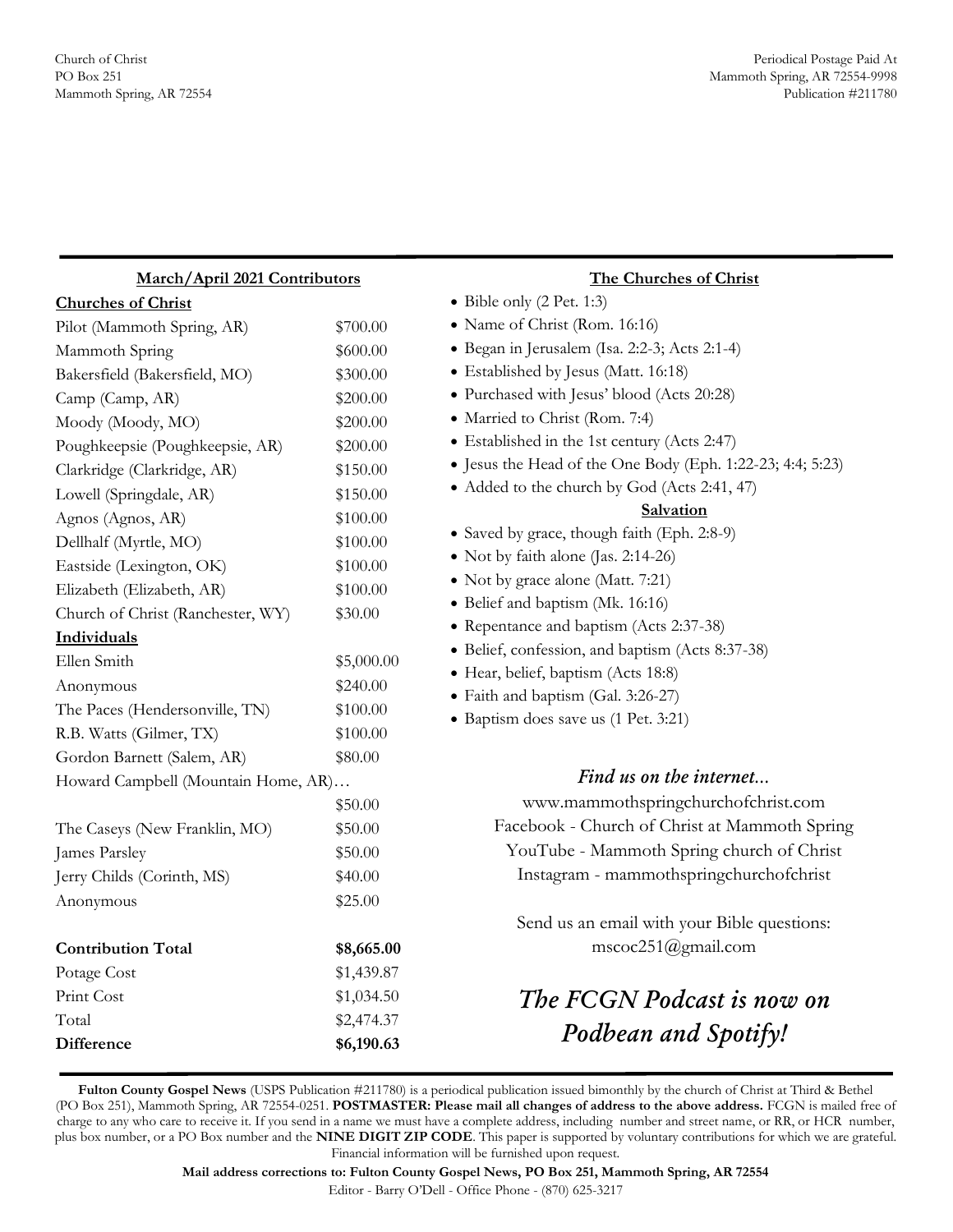Church of Christ
PO Box 251
Mammoth Spring, AR 72554

Periodical Postage Paid At
Mammoth Spring, AR 72554-9998
Publication #211780

## March/April 2021 Contributors

| | |
|---|---|
| **Churches of Christ** | |
| Pilot (Mammoth Spring, AR) | $700.00 |
| Mammoth Spring | $600.00 |
| Bakersfield (Bakersfield, MO) | $300.00 |
| Camp (Camp, AR) | $200.00 |
| Moody (Moody, MO) | $200.00 |
| Poughkeepsie (Poughkeepsie, AR) | $200.00 |
| Clarkridge (Clarkridge, AR) | $150.00 |
| Lowell (Springdale, AR) | $150.00 |
| Agnos (Agnos, AR) | $100.00 |
| Dellhalf (Myrtle, MO) | $100.00 |
| Eastside (Lexington, OK) | $100.00 |
| Elizabeth (Elizabeth, AR) | $100.00 |
| Church of Christ (Ranchester, WY) | $30.00 |
| **Individuals** | |
| Ellen Smith | $5,000.00 |
| Anonymous | $240.00 |
| The Paces (Hendersonville, TN) | $100.00 |
| R.B. Watts (Gilmer, TX) | $100.00 |
| Gordon Barnett (Salem, AR) | $80.00 |
| Howard Campbell (Mountain Home, AR)… | $50.00 |
| The Caseys (New Franklin, MO) | $50.00 |
| James Parsley | $50.00 |
| Jerry Childs (Corinth, MS) | $40.00 |
| Anonymous | $25.00 |
| **Contribution Total** | **$8,665.00** |
| Potage Cost | $1,439.87 |
| Print Cost | $1,034.50 |
| Total | $2,474.37 |
| **Difference** | **$6,190.63** |

## The Churches of Christ

- Bible only (2 Pet. 1:3)
- Name of Christ (Rom. 16:16)
- Began in Jerusalem (Isa. 2:2-3; Acts 2:1-4)
- Established by Jesus (Matt. 16:18)
- Purchased with Jesus' blood (Acts 20:28)
- Married to Christ (Rom. 7:4)
- Established in the 1st century (Acts 2:47)
- Jesus the Head of the One Body (Eph. 1:22-23; 4:4; 5:23)
- Added to the church by God (Acts 2:41, 47)

## Salvation

- Saved by grace, though faith (Eph. 2:8-9)
- Not by faith alone (Jas. 2:14-26)
- Not by grace alone (Matt. 7:21)
- Belief and baptism (Mk. 16:16)
- Repentance and baptism (Acts 2:37-38)
- Belief, confession, and baptism (Acts 8:37-38)
- Hear, belief, baptism (Acts 18:8)
- Faith and baptism (Gal. 3:26-27)
- Baptism does save us (1 Pet. 3:21)

*Find us on the internet…*

www.mammothspringchurchofchrist.com
Facebook - Church of Christ at Mammoth Spring
YouTube - Mammoth Spring church of Christ
Instagram - mammothspringchurchofchrist

Send us an email with your Bible questions:
mscoc251@gmail.com

*The FCGN Podcast is now on Podbean and Spotify!*

**Fulton County Gospel News** (USPS Publication #211780) is a periodical publication issued bimonthly by the church of Christ at Third & Bethel (PO Box 251), Mammoth Spring, AR 72554-0251. **POSTMASTER: Please mail all changes of address to the above address.** FCGN is mailed free of charge to any who care to receive it. If you send in a name we must have a complete address, including number and street name, or RR, or HCR number, plus box number, or a PO Box number and the **NINE DIGIT ZIP CODE**. This paper is supported by voluntary contributions for which we are grateful. Financial information will be furnished upon request.

**Mail address corrections to: Fulton County Gospel News, PO Box 251, Mammoth Spring, AR 72554**

Editor - Barry O'Dell - Office Phone - (870) 625-3217